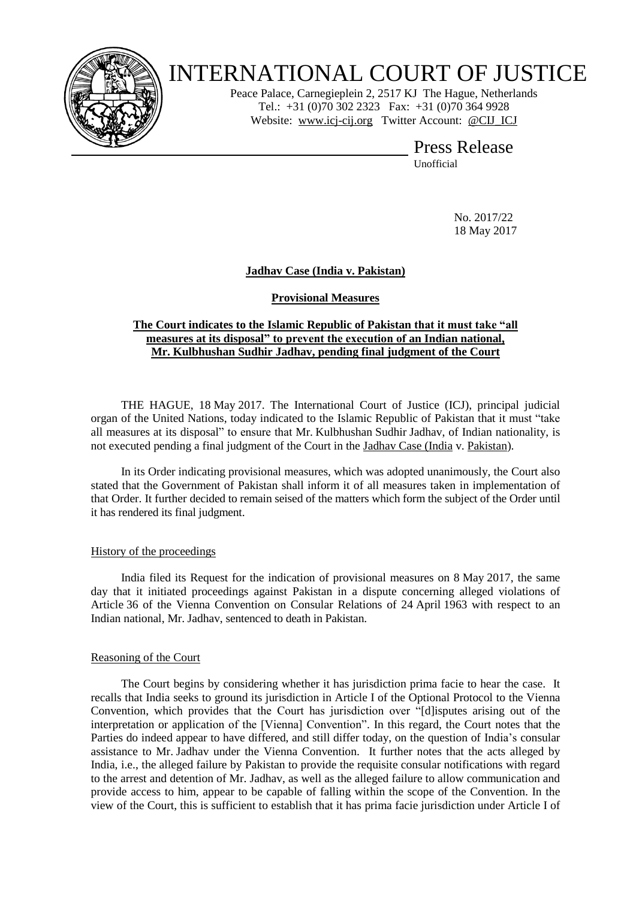# INTERNATIONAL COURT OF JUSTICE

Peace Palace, Carnegieplein 2, 2517 KJ The Hague, Netherlands
Tel.: +31 (0)70 302 2323 Fax: +31 (0)70 364 9928
Website: www.icj-cij.org Twitter Account: @CIJ_ICJ

## Press Release

Unofficial

No. 2017/22
18 May 2017

**Jadhav Case (India v. Pakistan)**

**Provisional Measures**

**The Court indicates to the Islamic Republic of Pakistan that it must take "all measures at its disposal" to prevent the execution of an Indian national, Mr. Kulbhushan Sudhir Jadhav, pending final judgment of the Court**

THE HAGUE, 18 May 2017. The International Court of Justice (ICJ), principal judicial organ of the United Nations, today indicated to the Islamic Republic of Pakistan that it must "take all measures at its disposal" to ensure that Mr. Kulbhushan Sudhir Jadhav, of Indian nationality, is not executed pending a final judgment of the Court in the Jadhav Case (India v. Pakistan).

In its Order indicating provisional measures, which was adopted unanimously, the Court also stated that the Government of Pakistan shall inform it of all measures taken in implementation of that Order. It further decided to remain seised of the matters which form the subject of the Order until it has rendered its final judgment.

### History of the proceedings

India filed its Request for the indication of provisional measures on 8 May 2017, the same day that it initiated proceedings against Pakistan in a dispute concerning alleged violations of Article 36 of the Vienna Convention on Consular Relations of 24 April 1963 with respect to an Indian national, Mr. Jadhav, sentenced to death in Pakistan.

### Reasoning of the Court

The Court begins by considering whether it has jurisdiction prima facie to hear the case. It recalls that India seeks to ground its jurisdiction in Article I of the Optional Protocol to the Vienna Convention, which provides that the Court has jurisdiction over "[d]isputes arising out of the interpretation or application of the [Vienna] Convention". In this regard, the Court notes that the Parties do indeed appear to have differed, and still differ today, on the question of India's consular assistance to Mr. Jadhav under the Vienna Convention. It further notes that the acts alleged by India, i.e., the alleged failure by Pakistan to provide the requisite consular notifications with regard to the arrest and detention of Mr. Jadhav, as well as the alleged failure to allow communication and provide access to him, appear to be capable of falling within the scope of the Convention. In the view of the Court, this is sufficient to establish that it has prima facie jurisdiction under Article I of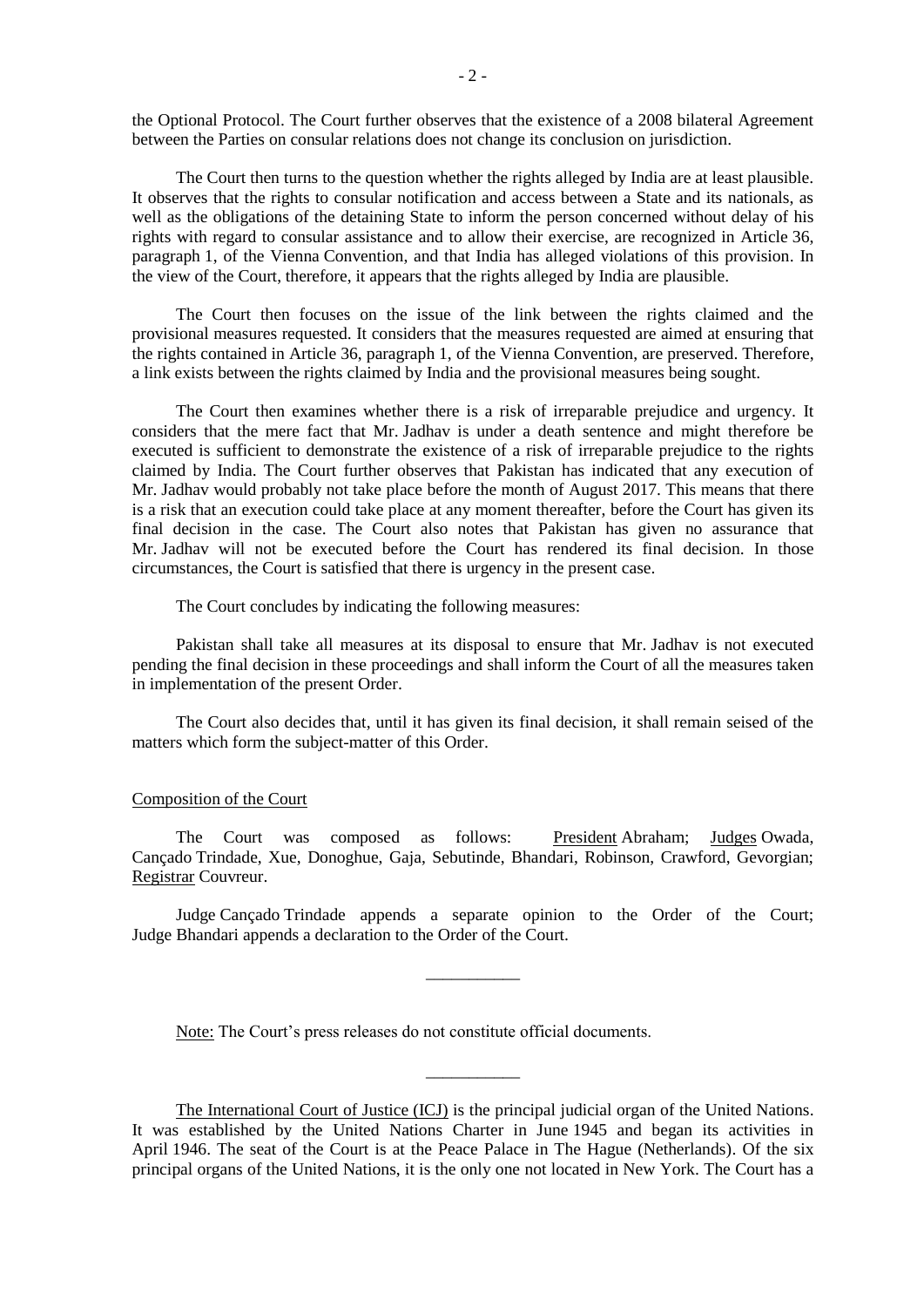the Optional Protocol. The Court further observes that the existence of a 2008 bilateral Agreement between the Parties on consular relations does not change its conclusion on jurisdiction.

The Court then turns to the question whether the rights alleged by India are at least plausible. It observes that the rights to consular notification and access between a State and its nationals, as well as the obligations of the detaining State to inform the person concerned without delay of his rights with regard to consular assistance and to allow their exercise, are recognized in Article 36, paragraph 1, of the Vienna Convention, and that India has alleged violations of this provision. In the view of the Court, therefore, it appears that the rights alleged by India are plausible.

The Court then focuses on the issue of the link between the rights claimed and the provisional measures requested. It considers that the measures requested are aimed at ensuring that the rights contained in Article 36, paragraph 1, of the Vienna Convention, are preserved. Therefore, a link exists between the rights claimed by India and the provisional measures being sought.

The Court then examines whether there is a risk of irreparable prejudice and urgency. It considers that the mere fact that Mr. Jadhav is under a death sentence and might therefore be executed is sufficient to demonstrate the existence of a risk of irreparable prejudice to the rights claimed by India. The Court further observes that Pakistan has indicated that any execution of Mr. Jadhav would probably not take place before the month of August 2017. This means that there is a risk that an execution could take place at any moment thereafter, before the Court has given its final decision in the case. The Court also notes that Pakistan has given no assurance that Mr. Jadhav will not be executed before the Court has rendered its final decision. In those circumstances, the Court is satisfied that there is urgency in the present case.

The Court concludes by indicating the following measures:

Pakistan shall take all measures at its disposal to ensure that Mr. Jadhav is not executed pending the final decision in these proceedings and shall inform the Court of all the measures taken in implementation of the present Order.

The Court also decides that, until it has given its final decision, it shall remain seised of the matters which form the subject-matter of this Order.

## Composition of the Court

The Court was composed as follows: President Abraham; Judges Owada, Cançado Trindade, Xue, Donoghue, Gaja, Sebutinde, Bhandari, Robinson, Crawford, Gevorgian; Registrar Couvreur.

Judge Cançado Trindade appends a separate opinion to the Order of the Court; Judge Bhandari appends a declaration to the Order of the Court.

___________

Note: The Court's press releases do not constitute official documents.

___________

The International Court of Justice (ICJ) is the principal judicial organ of the United Nations. It was established by the United Nations Charter in June 1945 and began its activities in April 1946. The seat of the Court is at the Peace Palace in The Hague (Netherlands). Of the six principal organs of the United Nations, it is the only one not located in New York. The Court has a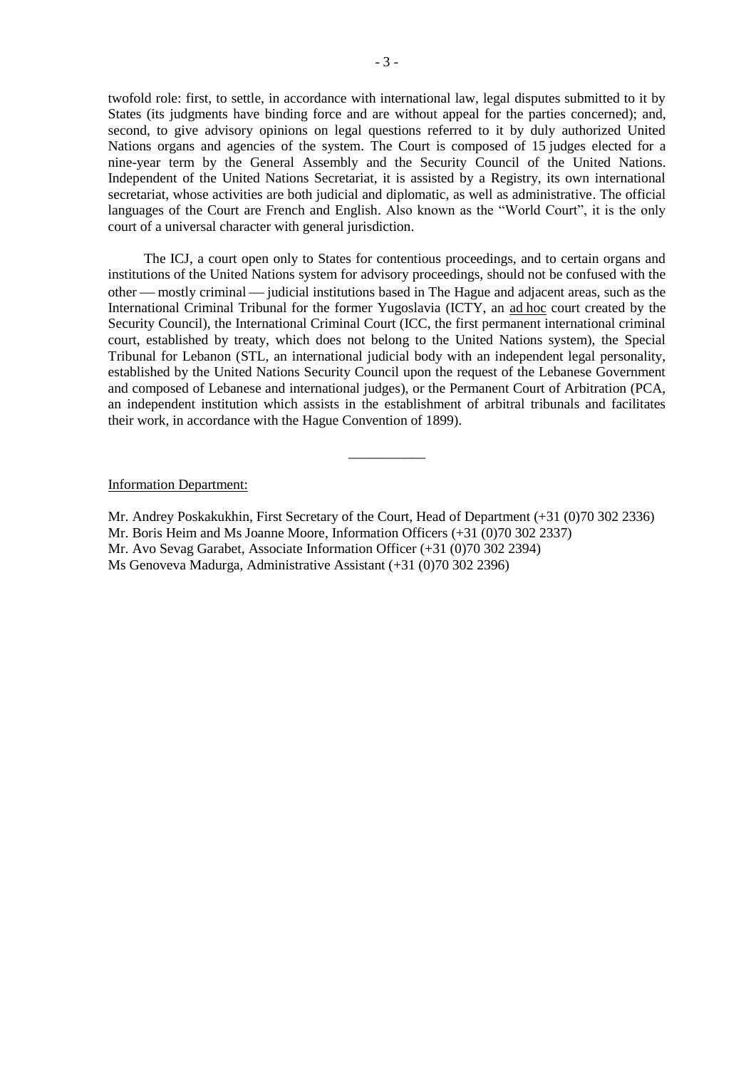twofold role: first, to settle, in accordance with international law, legal disputes submitted to it by States (its judgments have binding force and are without appeal for the parties concerned); and, second, to give advisory opinions on legal questions referred to it by duly authorized United Nations organs and agencies of the system. The Court is composed of 15 judges elected for a nine-year term by the General Assembly and the Security Council of the United Nations. Independent of the United Nations Secretariat, it is assisted by a Registry, its own international secretariat, whose activities are both judicial and diplomatic, as well as administrative. The official languages of the Court are French and English. Also known as the "World Court", it is the only court of a universal character with general jurisdiction.

The ICJ, a court open only to States for contentious proceedings, and to certain organs and institutions of the United Nations system for advisory proceedings, should not be confused with the other — mostly criminal — judicial institutions based in The Hague and adjacent areas, such as the International Criminal Tribunal for the former Yugoslavia (ICTY, an ad hoc court created by the Security Council), the International Criminal Court (ICC, the first permanent international criminal court, established by treaty, which does not belong to the United Nations system), the Special Tribunal for Lebanon (STL, an international judicial body with an independent legal personality, established by the United Nations Security Council upon the request of the Lebanese Government and composed of Lebanese and international judges), or the Permanent Court of Arbitration (PCA, an independent institution which assists in the establishment of arbitral tribunals and facilitates their work, in accordance with the Hague Convention of 1899).

___________

Information Department:

Mr. Andrey Poskakukhin, First Secretary of the Court, Head of Department (+31 (0)70 302 2336)
Mr. Boris Heim and Ms Joanne Moore, Information Officers (+31 (0)70 302 2337)
Mr. Avo Sevag Garabet, Associate Information Officer (+31 (0)70 302 2394)
Ms Genoveva Madurga, Administrative Assistant (+31 (0)70 302 2396)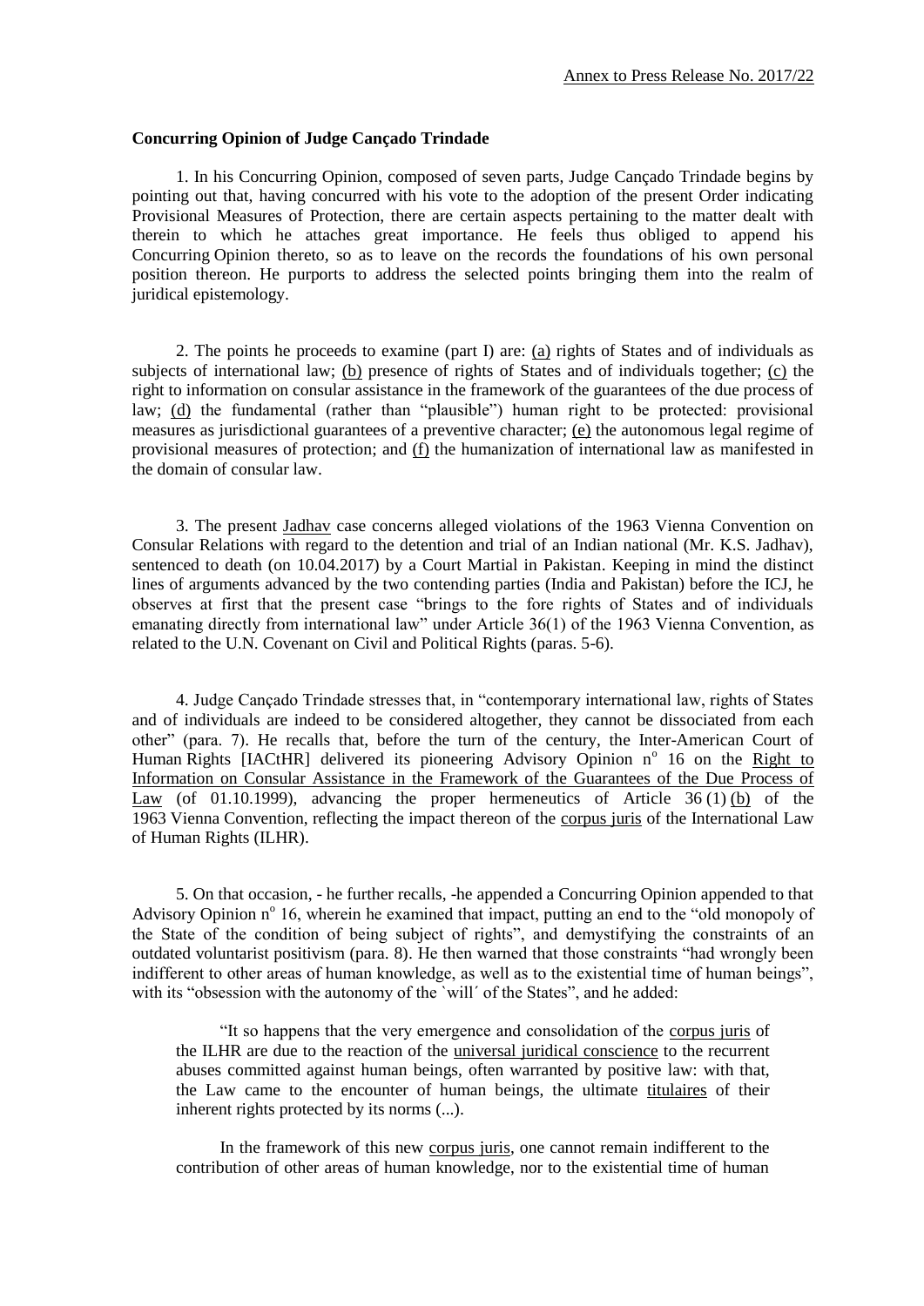**Concurring Opinion of Judge Cançado Trindade**

1. In his Concurring Opinion, composed of seven parts, Judge Cançado Trindade begins by pointing out that, having concurred with his vote to the adoption of the present Order indicating Provisional Measures of Protection, there are certain aspects pertaining to the matter dealt with therein to which he attaches great importance. He feels thus obliged to append his Concurring Opinion thereto, so as to leave on the records the foundations of his own personal position thereon. He purports to address the selected points bringing them into the realm of juridical epistemology.

2. The points he proceeds to examine (part I) are: (a) rights of States and of individuals as subjects of international law; (b) presence of rights of States and of individuals together; (c) the right to information on consular assistance in the framework of the guarantees of the due process of law; (d) the fundamental (rather than "plausible") human right to be protected: provisional measures as jurisdictional guarantees of a preventive character; (e) the autonomous legal regime of provisional measures of protection; and (f) the humanization of international law as manifested in the domain of consular law.

3. The present Jadhav case concerns alleged violations of the 1963 Vienna Convention on Consular Relations with regard to the detention and trial of an Indian national (Mr. K.S. Jadhav), sentenced to death (on 10.04.2017) by a Court Martial in Pakistan. Keeping in mind the distinct lines of arguments advanced by the two contending parties (India and Pakistan) before the ICJ, he observes at first that the present case "brings to the fore rights of States and of individuals emanating directly from international law" under Article 36(1) of the 1963 Vienna Convention, as related to the U.N. Covenant on Civil and Political Rights (paras. 5-6).

4. Judge Cançado Trindade stresses that, in "contemporary international law, rights of States and of individuals are indeed to be considered altogether, they cannot be dissociated from each other" (para. 7). He recalls that, before the turn of the century, the Inter-American Court of Human Rights [IACtHR] delivered its pioneering Advisory Opinion n° 16 on the Right to Information on Consular Assistance in the Framework of the Guarantees of the Due Process of Law (of 01.10.1999), advancing the proper hermeneutics of Article 36 (1) (b) of the 1963 Vienna Convention, reflecting the impact thereon of the corpus juris of the International Law of Human Rights (ILHR).

5. On that occasion, - he further recalls, -he appended a Concurring Opinion appended to that Advisory Opinion n° 16, wherein he examined that impact, putting an end to the "old monopoly of the State of the condition of being subject of rights", and demystifying the constraints of an outdated voluntarist positivism (para. 8). He then warned that those constraints "had wrongly been indifferent to other areas of human knowledge, as well as to the existential time of human beings", with its "obsession with the autonomy of the `will´ of the States", and he added:

> "It so happens that the very emergence and consolidation of the corpus juris of the ILHR are due to the reaction of the universal juridical conscience to the recurrent abuses committed against human beings, often warranted by positive law: with that, the Law came to the encounter of human beings, the ultimate titulaires of their inherent rights protected by its norms (...).
>
> In the framework of this new corpus juris, one cannot remain indifferent to the contribution of other areas of human knowledge, nor to the existential time of human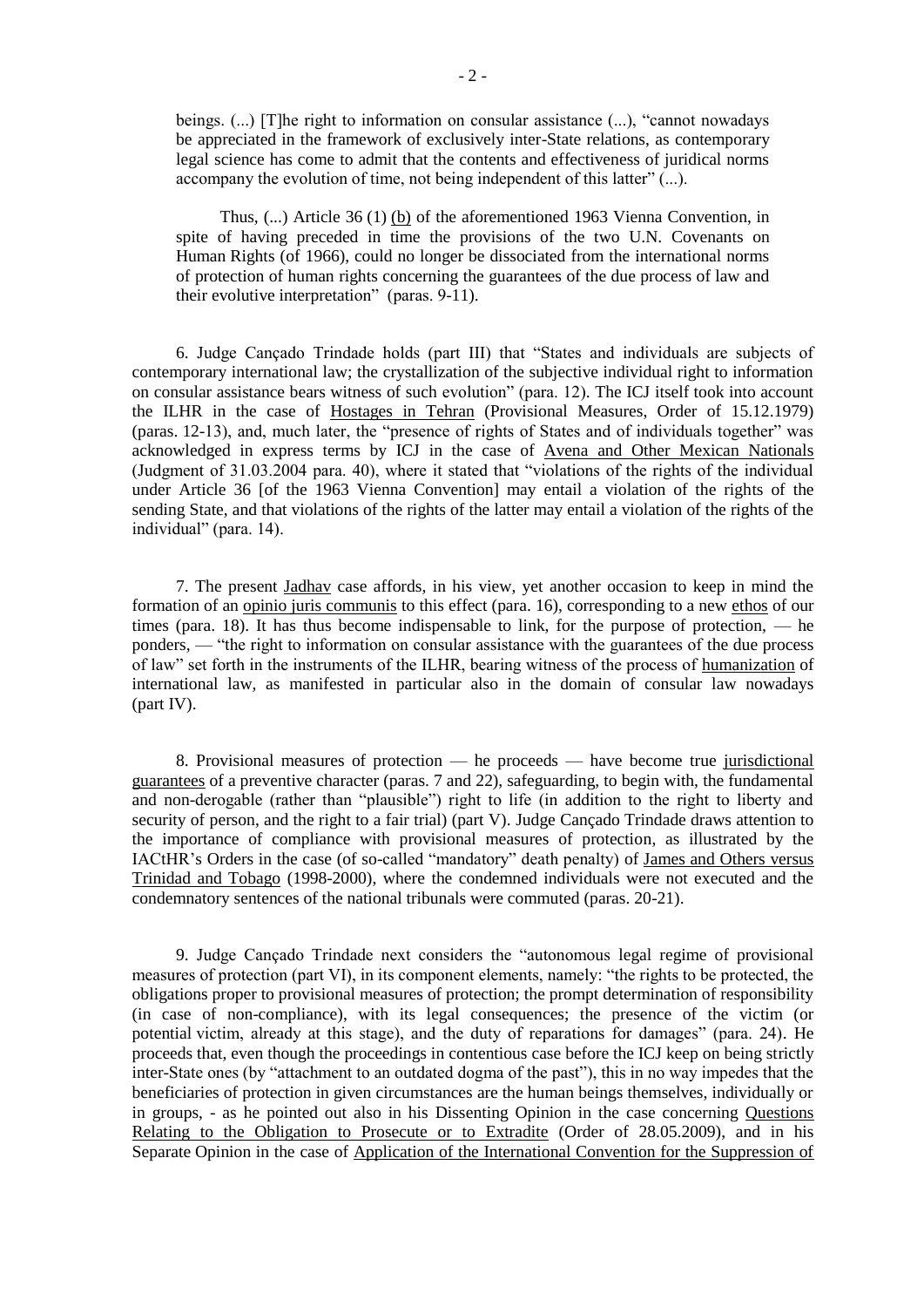beings. (...) [T]he right to information on consular assistance (...), "cannot nowadays be appreciated in the framework of exclusively inter-State relations, as contemporary legal science has come to admit that the contents and effectiveness of juridical norms accompany the evolution of time, not being independent of this latter" (...).

Thus, (...) Article 36 (1) (b) of the aforementioned 1963 Vienna Convention, in spite of having preceded in time the provisions of the two U.N. Covenants on Human Rights (of 1966), could no longer be dissociated from the international norms of protection of human rights concerning the guarantees of the due process of law and their evolutive interpretation" (paras. 9-11).

6. Judge Cançado Trindade holds (part III) that "States and individuals are subjects of contemporary international law; the crystallization of the subjective individual right to information on consular assistance bears witness of such evolution" (para. 12). The ICJ itself took into account the ILHR in the case of Hostages in Tehran (Provisional Measures, Order of 15.12.1979) (paras. 12-13), and, much later, the "presence of rights of States and of individuals together" was acknowledged in express terms by ICJ in the case of Avena and Other Mexican Nationals (Judgment of 31.03.2004 para. 40), where it stated that "violations of the rights of the individual under Article 36 [of the 1963 Vienna Convention] may entail a violation of the rights of the sending State, and that violations of the rights of the latter may entail a violation of the rights of the individual" (para. 14).

7. The present Jadhav case affords, in his view, yet another occasion to keep in mind the formation of an opinio juris communis to this effect (para. 16), corresponding to a new ethos of our times (para. 18). It has thus become indispensable to link, for the purpose of protection, — he ponders, — "the right to information on consular assistance with the guarantees of the due process of law" set forth in the instruments of the ILHR, bearing witness of the process of humanization of international law, as manifested in particular also in the domain of consular law nowadays (part IV).

8. Provisional measures of protection — he proceeds — have become true jurisdictional guarantees of a preventive character (paras. 7 and 22), safeguarding, to begin with, the fundamental and non-derogable (rather than "plausible") right to life (in addition to the right to liberty and security of person, and the right to a fair trial) (part V). Judge Cançado Trindade draws attention to the importance of compliance with provisional measures of protection, as illustrated by the IACtHR's Orders in the case (of so-called "mandatory" death penalty) of James and Others versus Trinidad and Tobago (1998-2000), where the condemned individuals were not executed and the condemnatory sentences of the national tribunals were commuted (paras. 20-21).

9. Judge Cançado Trindade next considers the "autonomous legal regime of provisional measures of protection (part VI), in its component elements, namely: "the rights to be protected, the obligations proper to provisional measures of protection; the prompt determination of responsibility (in case of non-compliance), with its legal consequences; the presence of the victim (or potential victim, already at this stage), and the duty of reparations for damages" (para. 24). He proceeds that, even though the proceedings in contentious case before the ICJ keep on being strictly inter-State ones (by "attachment to an outdated dogma of the past"), this in no way impedes that the beneficiaries of protection in given circumstances are the human beings themselves, individually or in groups, - as he pointed out also in his Dissenting Opinion in the case concerning Questions Relating to the Obligation to Prosecute or to Extradite (Order of 28.05.2009), and in his Separate Opinion in the case of Application of the International Convention for the Suppression of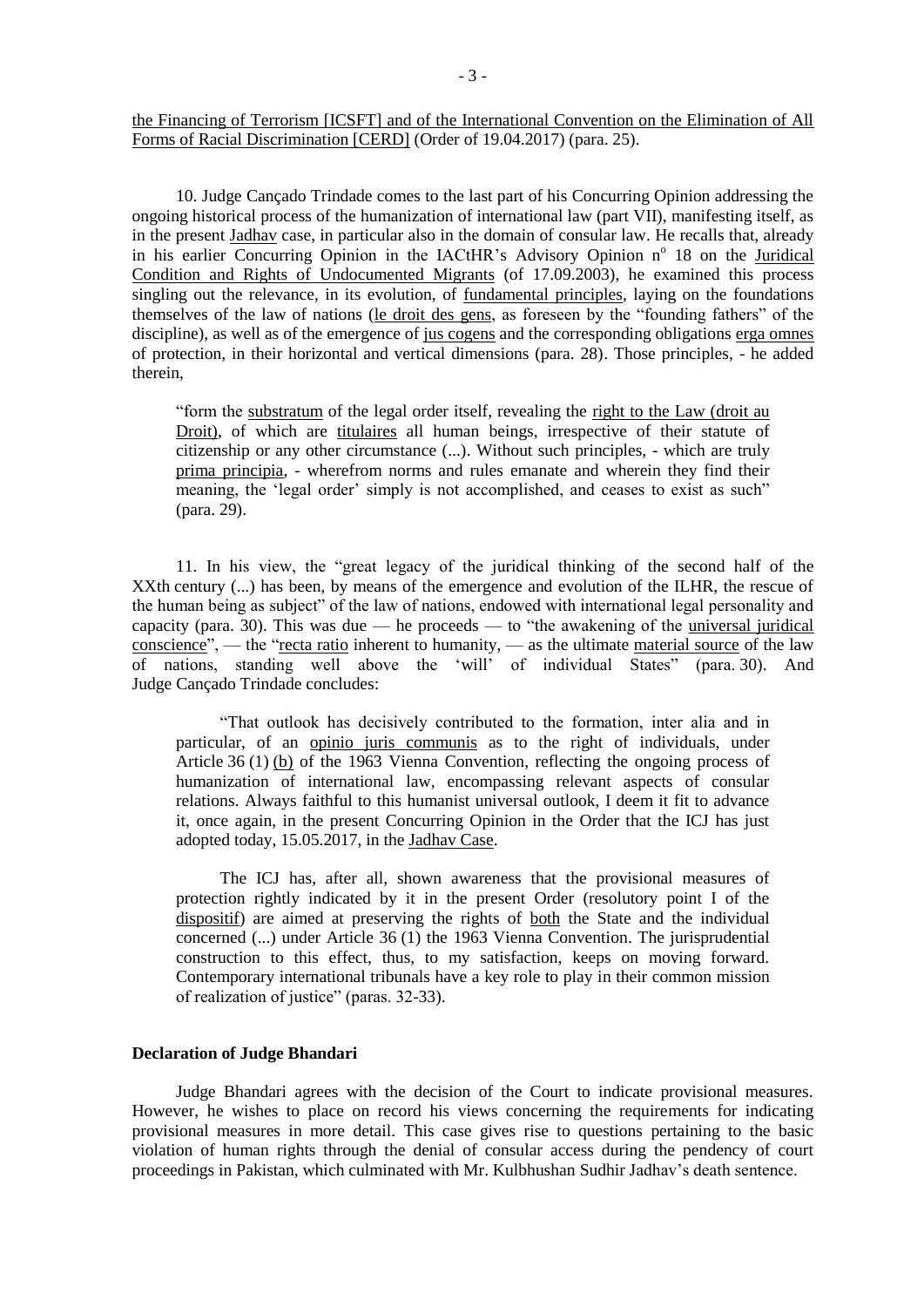the Financing of Terrorism [ICSFT] and of the International Convention on the Elimination of All Forms of Racial Discrimination [CERD] (Order of 19.04.2017) (para. 25).

10. Judge Cançado Trindade comes to the last part of his Concurring Opinion addressing the ongoing historical process of the humanization of international law (part VII), manifesting itself, as in the present Jadhav case, in particular also in the domain of consular law. He recalls that, already in his earlier Concurring Opinion in the IACtHR's Advisory Opinion nº 18 on the Juridical Condition and Rights of Undocumented Migrants (of 17.09.2003), he examined this process singling out the relevance, in its evolution, of fundamental principles, laying on the foundations themselves of the law of nations (le droit des gens, as foreseen by the "founding fathers" of the discipline), as well as of the emergence of jus cogens and the corresponding obligations erga omnes of protection, in their horizontal and vertical dimensions (para. 28). Those principles, - he added therein,

> "form the substratum of the legal order itself, revealing the right to the Law (droit au Droit), of which are titulaires all human beings, irrespective of their statute of citizenship or any other circumstance (...). Without such principles, - which are truly prima principia, - wherefrom norms and rules emanate and wherein they find their meaning, the 'legal order' simply is not accomplished, and ceases to exist as such" (para. 29).

11. In his view, the "great legacy of the juridical thinking of the second half of the XXth century (...) has been, by means of the emergence and evolution of the ILHR, the rescue of the human being as subject" of the law of nations, endowed with international legal personality and capacity (para. 30). This was due — he proceeds — to "the awakening of the universal juridical conscience", — the "recta ratio inherent to humanity, — as the ultimate material source of the law of nations, standing well above the 'will' of individual States" (para. 30). And Judge Cançado Trindade concludes:

> "That outlook has decisively contributed to the formation, inter alia and in particular, of an opinio juris communis as to the right of individuals, under Article 36 (1) (b) of the 1963 Vienna Convention, reflecting the ongoing process of humanization of international law, encompassing relevant aspects of consular relations. Always faithful to this humanist universal outlook, I deem it fit to advance it, once again, in the present Concurring Opinion in the Order that the ICJ has just adopted today, 15.05.2017, in the Jadhav Case.
>
> The ICJ has, after all, shown awareness that the provisional measures of protection rightly indicated by it in the present Order (resolutory point I of the dispositif) are aimed at preserving the rights of both the State and the individual concerned (...) under Article 36 (1) the 1963 Vienna Convention. The jurisprudential construction to this effect, thus, to my satisfaction, keeps on moving forward. Contemporary international tribunals have a key role to play in their common mission of realization of justice" (paras. 32-33).

**Declaration of Judge Bhandari**

Judge Bhandari agrees with the decision of the Court to indicate provisional measures. However, he wishes to place on record his views concerning the requirements for indicating provisional measures in more detail. This case gives rise to questions pertaining to the basic violation of human rights through the denial of consular access during the pendency of court proceedings in Pakistan, which culminated with Mr. Kulbhushan Sudhir Jadhav's death sentence.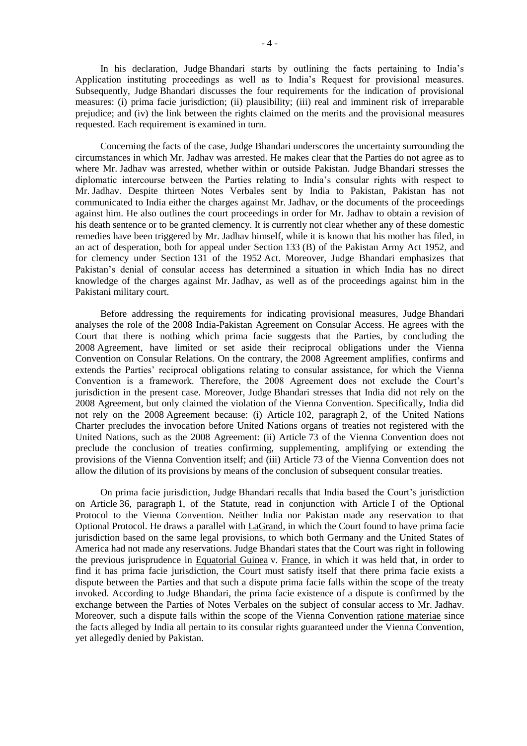In his declaration, Judge Bhandari starts by outlining the facts pertaining to India's Application instituting proceedings as well as to India's Request for provisional measures. Subsequently, Judge Bhandari discusses the four requirements for the indication of provisional measures: (i) prima facie jurisdiction; (ii) plausibility; (iii) real and imminent risk of irreparable prejudice; and (iv) the link between the rights claimed on the merits and the provisional measures requested. Each requirement is examined in turn.

Concerning the facts of the case, Judge Bhandari underscores the uncertainty surrounding the circumstances in which Mr. Jadhav was arrested. He makes clear that the Parties do not agree as to where Mr. Jadhav was arrested, whether within or outside Pakistan. Judge Bhandari stresses the diplomatic intercourse between the Parties relating to India's consular rights with respect to Mr. Jadhav. Despite thirteen Notes Verbales sent by India to Pakistan, Pakistan has not communicated to India either the charges against Mr. Jadhav, or the documents of the proceedings against him. He also outlines the court proceedings in order for Mr. Jadhav to obtain a revision of his death sentence or to be granted clemency. It is currently not clear whether any of these domestic remedies have been triggered by Mr. Jadhav himself, while it is known that his mother has filed, in an act of desperation, both for appeal under Section 133 (B) of the Pakistan Army Act 1952, and for clemency under Section 131 of the 1952 Act. Moreover, Judge Bhandari emphasizes that Pakistan's denial of consular access has determined a situation in which India has no direct knowledge of the charges against Mr. Jadhav, as well as of the proceedings against him in the Pakistani military court.

Before addressing the requirements for indicating provisional measures, Judge Bhandari analyses the role of the 2008 India-Pakistan Agreement on Consular Access. He agrees with the Court that there is nothing which prima facie suggests that the Parties, by concluding the 2008 Agreement, have limited or set aside their reciprocal obligations under the Vienna Convention on Consular Relations. On the contrary, the 2008 Agreement amplifies, confirms and extends the Parties' reciprocal obligations relating to consular assistance, for which the Vienna Convention is a framework. Therefore, the 2008 Agreement does not exclude the Court's jurisdiction in the present case. Moreover, Judge Bhandari stresses that India did not rely on the 2008 Agreement, but only claimed the violation of the Vienna Convention. Specifically, India did not rely on the 2008 Agreement because: (i) Article 102, paragraph 2, of the United Nations Charter precludes the invocation before United Nations organs of treaties not registered with the United Nations, such as the 2008 Agreement: (ii) Article 73 of the Vienna Convention does not preclude the conclusion of treaties confirming, supplementing, amplifying or extending the provisions of the Vienna Convention itself; and (iii) Article 73 of the Vienna Convention does not allow the dilution of its provisions by means of the conclusion of subsequent consular treaties.

On prima facie jurisdiction, Judge Bhandari recalls that India based the Court's jurisdiction on Article 36, paragraph 1, of the Statute, read in conjunction with Article I of the Optional Protocol to the Vienna Convention. Neither India nor Pakistan made any reservation to that Optional Protocol. He draws a parallel with <u>LaGrand</u>, in which the Court found to have prima facie jurisdiction based on the same legal provisions, to which both Germany and the United States of America had not made any reservations. Judge Bhandari states that the Court was right in following the previous jurisprudence in <u>Equatorial Guinea</u> v. <u>France</u>, in which it was held that, in order to find it has prima facie jurisdiction, the Court must satisfy itself that there prima facie exists a dispute between the Parties and that such a dispute prima facie falls within the scope of the treaty invoked. According to Judge Bhandari, the prima facie existence of a dispute is confirmed by the exchange between the Parties of Notes Verbales on the subject of consular access to Mr. Jadhav. Moreover, such a dispute falls within the scope of the Vienna Convention <u>ratione materiae</u> since the facts alleged by India all pertain to its consular rights guaranteed under the Vienna Convention, yet allegedly denied by Pakistan.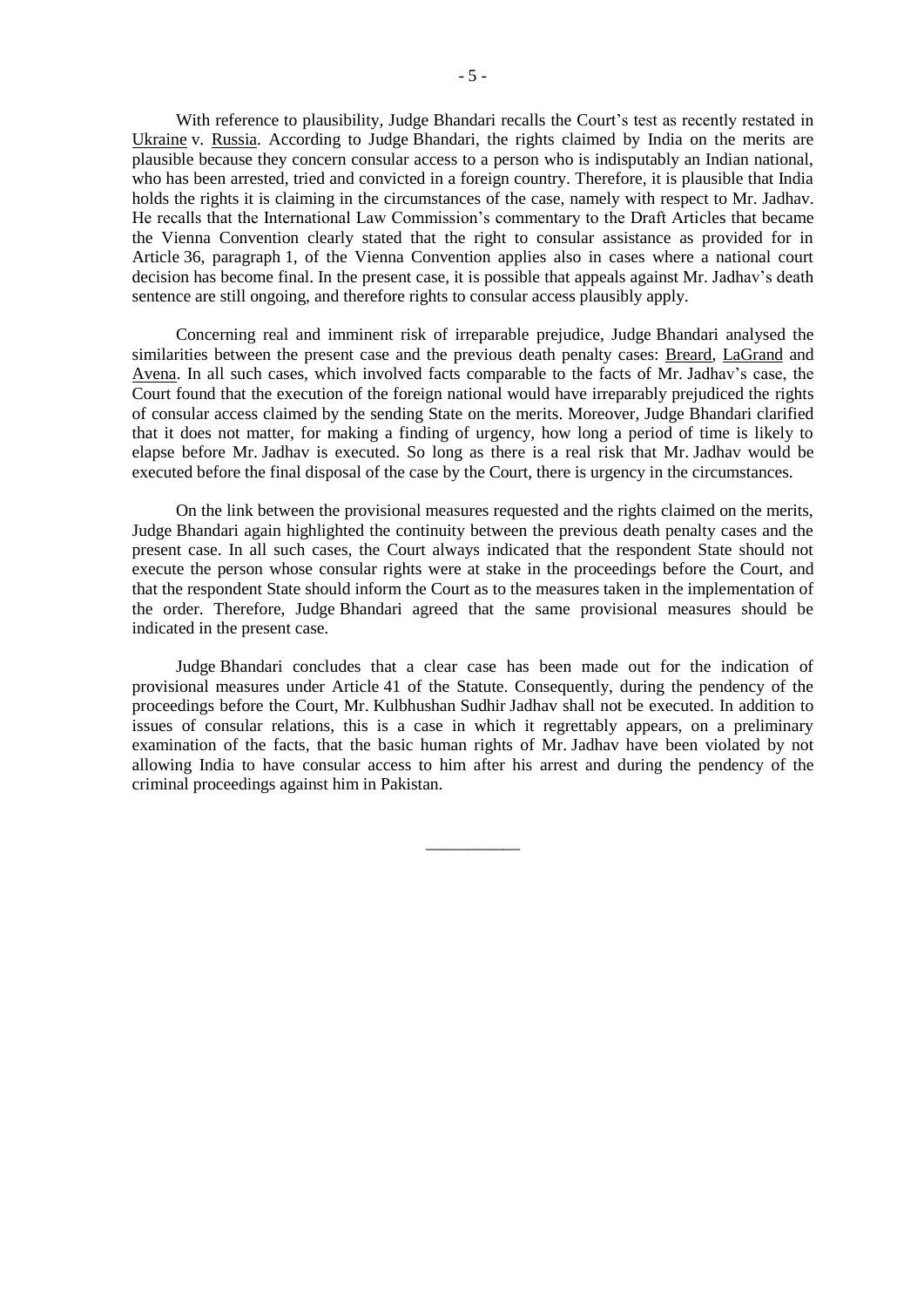With reference to plausibility, Judge Bhandari recalls the Court's test as recently restated in Ukraine v. Russia. According to Judge Bhandari, the rights claimed by India on the merits are plausible because they concern consular access to a person who is indisputably an Indian national, who has been arrested, tried and convicted in a foreign country. Therefore, it is plausible that India holds the rights it is claiming in the circumstances of the case, namely with respect to Mr. Jadhav. He recalls that the International Law Commission's commentary to the Draft Articles that became the Vienna Convention clearly stated that the right to consular assistance as provided for in Article 36, paragraph 1, of the Vienna Convention applies also in cases where a national court decision has become final. In the present case, it is possible that appeals against Mr. Jadhav's death sentence are still ongoing, and therefore rights to consular access plausibly apply.

Concerning real and imminent risk of irreparable prejudice, Judge Bhandari analysed the similarities between the present case and the previous death penalty cases: Breard, LaGrand and Avena. In all such cases, which involved facts comparable to the facts of Mr. Jadhav's case, the Court found that the execution of the foreign national would have irreparably prejudiced the rights of consular access claimed by the sending State on the merits. Moreover, Judge Bhandari clarified that it does not matter, for making a finding of urgency, how long a period of time is likely to elapse before Mr. Jadhav is executed. So long as there is a real risk that Mr. Jadhav would be executed before the final disposal of the case by the Court, there is urgency in the circumstances.

On the link between the provisional measures requested and the rights claimed on the merits, Judge Bhandari again highlighted the continuity between the previous death penalty cases and the present case. In all such cases, the Court always indicated that the respondent State should not execute the person whose consular rights were at stake in the proceedings before the Court, and that the respondent State should inform the Court as to the measures taken in the implementation of the order. Therefore, Judge Bhandari agreed that the same provisional measures should be indicated in the present case.

Judge Bhandari concludes that a clear case has been made out for the indication of provisional measures under Article 41 of the Statute. Consequently, during the pendency of the proceedings before the Court, Mr. Kulbhushan Sudhir Jadhav shall not be executed. In addition to issues of consular relations, this is a case in which it regrettably appears, on a preliminary examination of the facts, that the basic human rights of Mr. Jadhav have been violated by not allowing India to have consular access to him after his arrest and during the pendency of the criminal proceedings against him in Pakistan.

___________